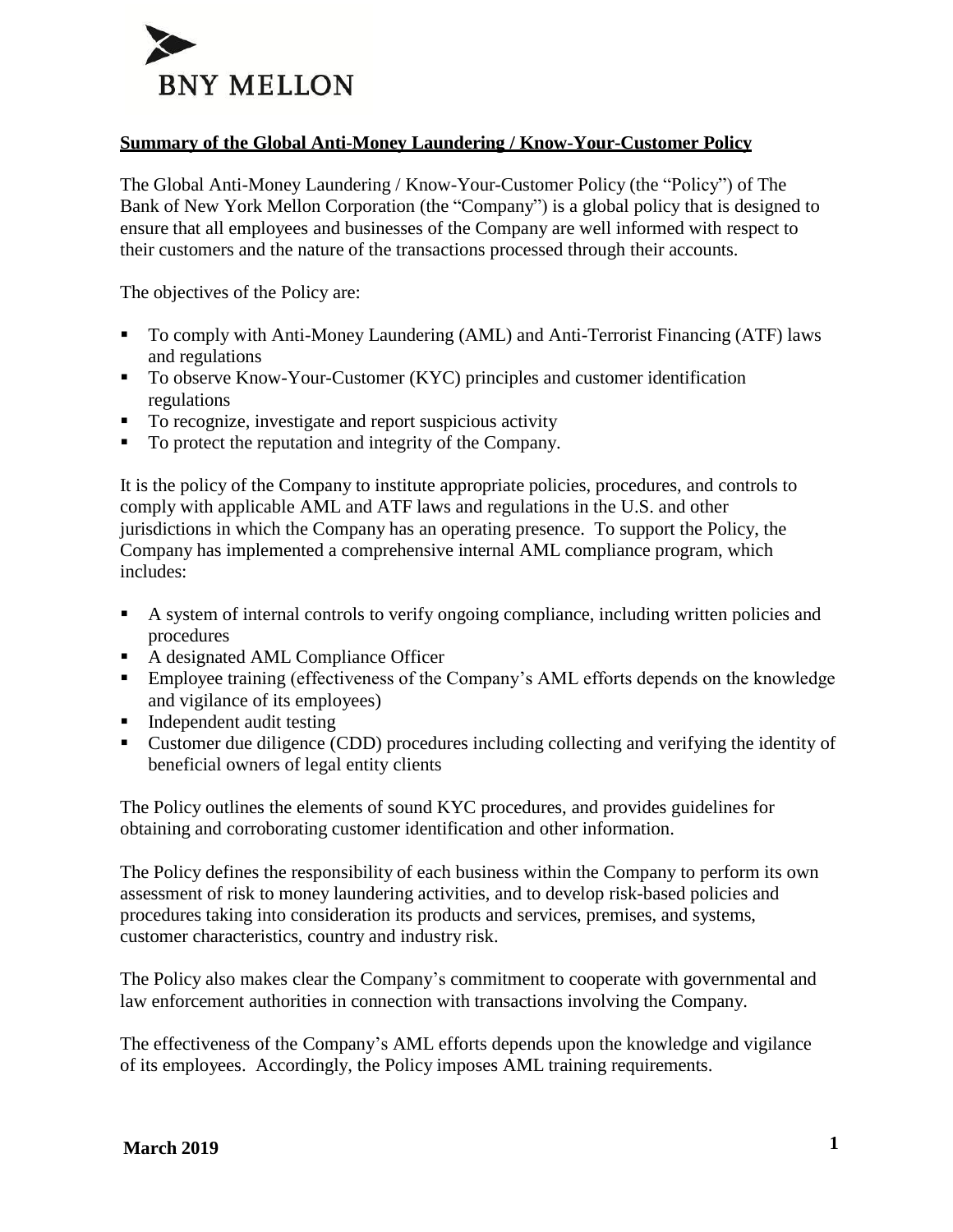BNY MELLON

## Summary of the Global Anti-Money Laundering / Know-Your-Customer Policy

The Global Anti-Money Laundering / Know-Your-Customer Policy (the "Policy") of The Bank of New York Mellon Corporation (the "Company") is a global policy that is designed to ensure that all employees and businesses of the Company are well informed with respect to their customers and the nature of the transactions processed through their accounts.

The objectives of the Policy are:

- To comply with Anti-Money Laundering (AML) and Anti-Terrorist Financing (ATF) laws and regulations
- To observe Know-Your-Customer (KYC) principles and customer identification regulations
- To recognize, investigate and report suspicious activity
- To protect the reputation and integrity of the Company.

It is the policy of the Company to institute appropriate policies, procedures, and controls to comply with applicable AML and ATF laws and regulations in the U.S. and other jurisdictions in which the Company has an operating presence. To support the Policy, the Company has implemented a comprehensive internal AML compliance program, which includes:

- A system of internal controls to verify ongoing compliance, including written policies and procedures
- A designated AML Compliance Officer
- Employee training (effectiveness of the Company's AML efforts depends on the knowledge and vigilance of its employees)
- Independent audit testing
- Customer due diligence (CDD) procedures including collecting and verifying the identity of beneficial owners of legal entity clients

The Policy outlines the elements of sound KYC procedures, and provides guidelines for obtaining and corroborating customer identification and other information.

The Policy defines the responsibility of each business within the Company to perform its own assessment of risk to money laundering activities, and to develop risk-based policies and procedures taking into consideration its products and services, premises, and systems, customer characteristics, country and industry risk.

The Policy also makes clear the Company's commitment to cooperate with governmental and law enforcement authorities in connection with transactions involving the Company.

The effectiveness of the Company's AML efforts depends upon the knowledge and vigilance of its employees. Accordingly, the Policy imposes AML training requirements.

**March 2019**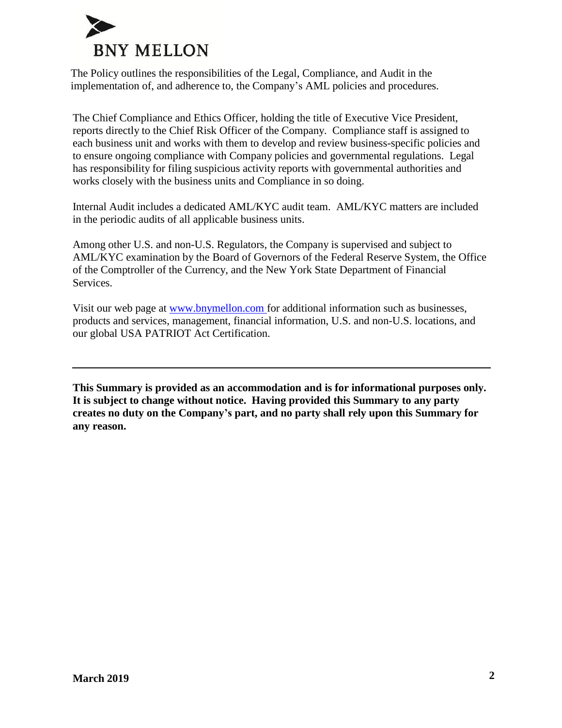The Policy outlines the responsibilities of the Legal, Compliance, and Audit in the implementation of, and adherence to, the Company's AML policies and procedures.

The Chief Compliance and Ethics Officer, holding the title of Executive Vice President, reports directly to the Chief Risk Officer of the Company. Compliance staff is assigned to each business unit and works with them to develop and review business-specific policies and to ensure ongoing compliance with Company policies and governmental regulations. Legal has responsibility for filing suspicious activity reports with governmental authorities and works closely with the business units and Compliance in so doing.

Internal Audit includes a dedicated AML/KYC audit team. AML/KYC matters are included in the periodic audits of all applicable business units.

Among other U.S. and non-U.S. Regulators, the Company is supervised and subject to AML/KYC examination by the Board of Governors of the Federal Reserve System, the Office of the Comptroller of the Currency, and the New York State Department of Financial Services.

Visit our web page at www.bnymellon.com for additional information such as businesses, products and services, management, financial information, U.S. and non-U.S. locations, and our global USA PATRIOT Act Certification.

---

**This Summary is provided as an accommodation and is for informational purposes only. It is subject to change without notice. Having provided this Summary to any party creates no duty on the Company's part, and no party shall rely upon this Summary for any reason.**

**March 2019**